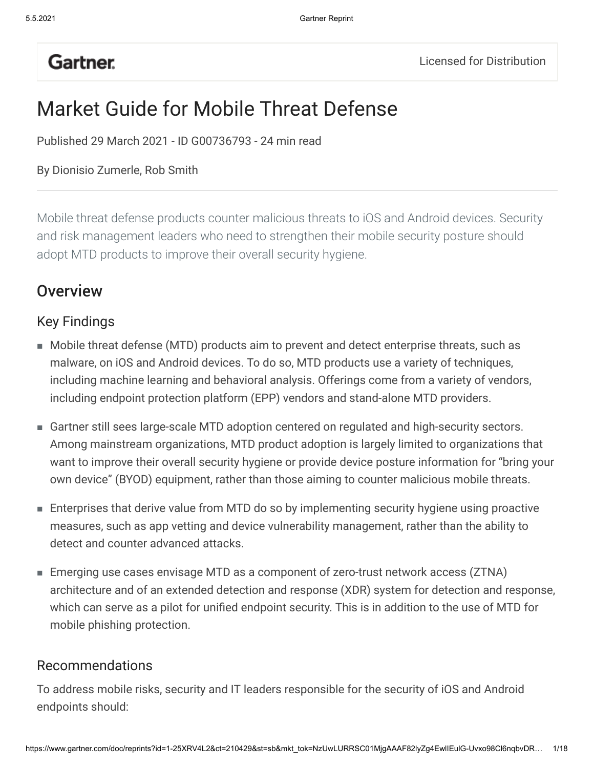Gartner.

Licensed for Distribution

# Market Guide for Mobile Threat Defense

Published 29 March 2021 - ID G00736793 - 24 min read

By Dionisio Zumerle, Rob Smith

Mobile threat defense products counter malicious threats to iOS and Android devices. Security and risk management leaders who need to strengthen their mobile security posture should adopt MTD products to improve their overall security hygiene.

## Overview

### Key Findings

- Mobile threat defense (MTD) products aim to prevent and detect enterprise threats, such as malware, on iOS and Android devices. To do so, MTD products use a variety of techniques, including machine learning and behavioral analysis. Offerings come from a variety of vendors, including endpoint protection platform (EPP) vendors and stand-alone MTD providers.
- Gartner still sees large-scale MTD adoption centered on regulated and high-security sectors. Among mainstream organizations, MTD product adoption is largely limited to organizations that want to improve their overall security hygiene or provide device posture information for "bring your own device" (BYOD) equipment, rather than those aiming to counter malicious mobile threats.
- Enterprises that derive value from MTD do so by implementing security hygiene using proactive measures, such as app vetting and device vulnerability management, rather than the ability to detect and counter advanced attacks.
- Emerging use cases envisage MTD as a component of zero-trust network access (ZTNA) architecture and of an extended detection and response (XDR) system for detection and response, which can serve as a pilot for unified endpoint security. This is in addition to the use of MTD for mobile phishing protection.

### Recommendations

To address mobile risks, security and IT leaders responsible for the security of iOS and Android endpoints should: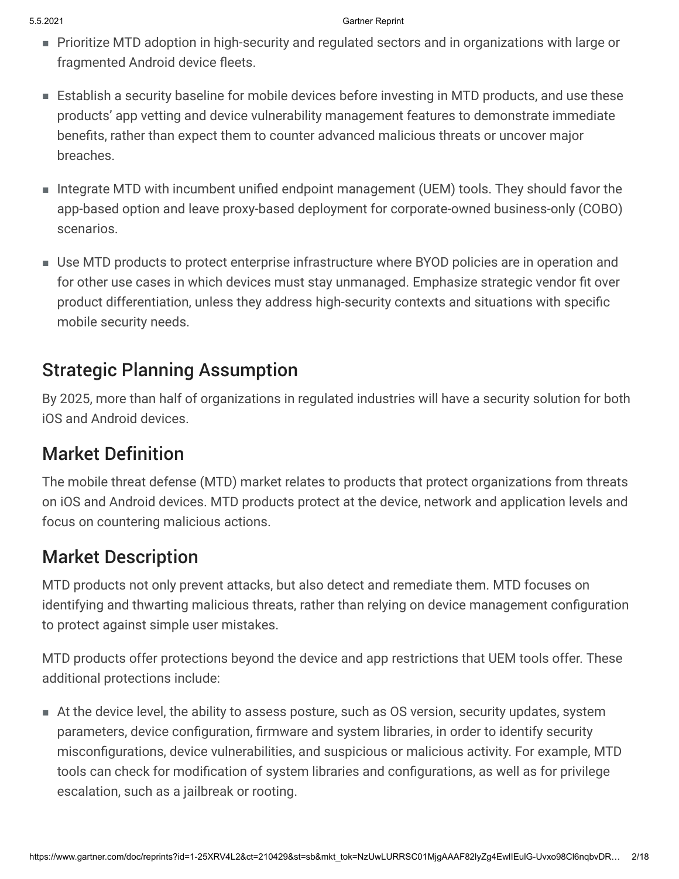- Prioritize MTD adoption in high-security and regulated sectors and in organizations with large or fragmented Android device fleets.
- Establish a security baseline for mobile devices before investing in MTD products, and use these products' app vetting and device vulnerability management features to demonstrate immediate benefits, rather than expect them to counter advanced malicious threats or uncover major breaches.
- Integrate MTD with incumbent unified endpoint management (UEM) tools. They should favor the app-based option and leave proxy-based deployment for corporate-owned business-only (COBO) scenarios.
- Use MTD products to protect enterprise infrastructure where BYOD policies are in operation and for other use cases in which devices must stay unmanaged. Emphasize strategic vendor fit over product differentiation, unless they address high-security contexts and situations with specific mobile security needs.

## Strategic Planning Assumption

By 2025, more than half of organizations in regulated industries will have a security solution for both iOS and Android devices.

## Market Definition

The mobile threat defense (MTD) market relates to products that protect organizations from threats on iOS and Android devices. MTD products protect at the device, network and application levels and focus on countering malicious actions.

## Market Description

MTD products not only prevent attacks, but also detect and remediate them. MTD focuses on identifying and thwarting malicious threats, rather than relying on device management configuration to protect against simple user mistakes.

MTD products offer protections beyond the device and app restrictions that UEM tools offer. These additional protections include:

- At the device level, the ability to assess posture, such as OS version, security updates, system parameters, device configuration, firmware and system libraries, in order to identify security misconfigurations, device vulnerabilities, and suspicious or malicious activity. For example, MTD tools can check for modification of system libraries and configurations, as well as for privilege escalation, such as a jailbreak or rooting.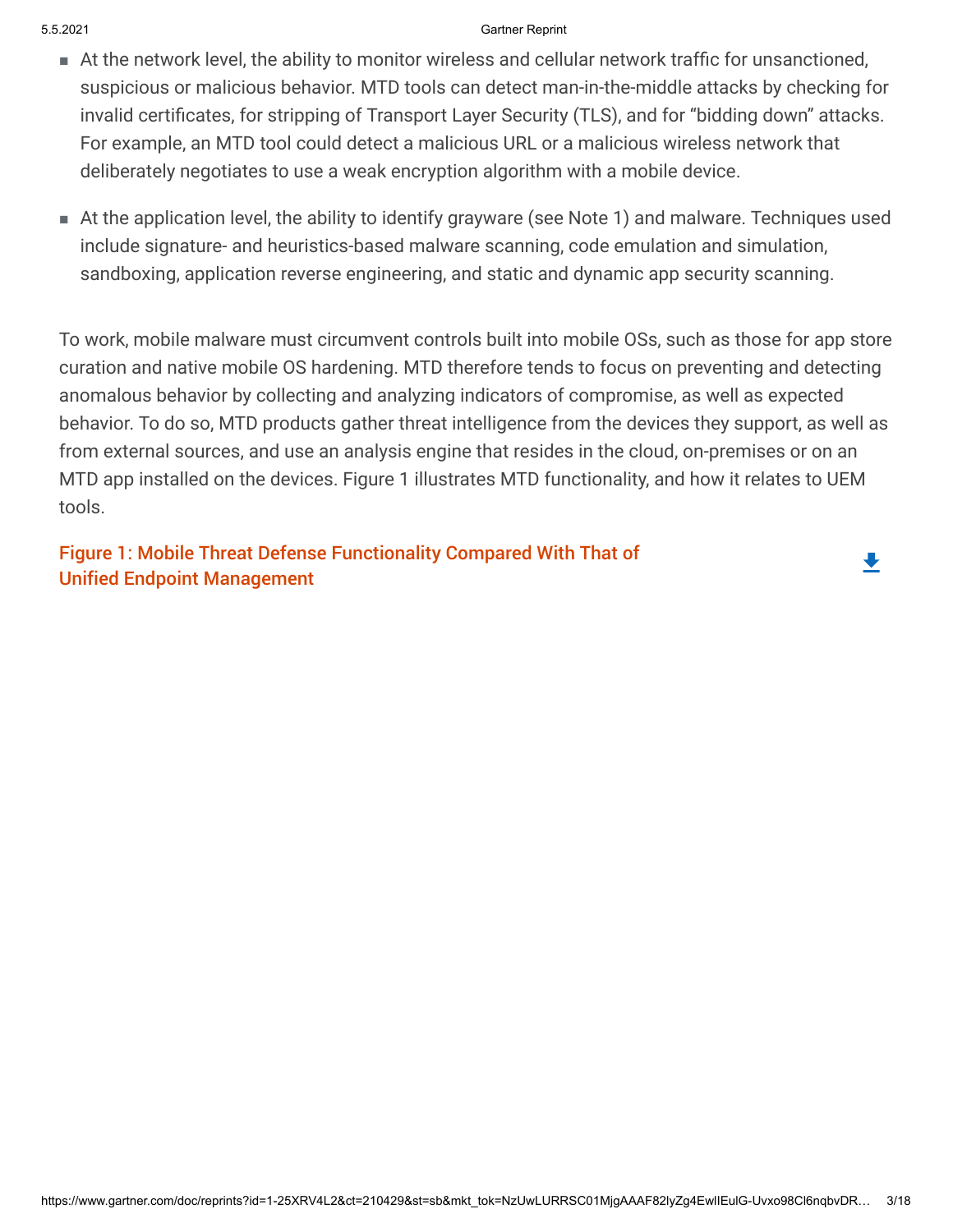- At the network level, the ability to monitor wireless and cellular network traffic for unsanctioned, suspicious or malicious behavior. MTD tools can detect man-in-the-middle attacks by checking for invalid certificates, for stripping of Transport Layer Security (TLS), and for “bidding down” attacks. For example, an MTD tool could detect a malicious URL or a malicious wireless network that deliberately negotiates to use a weak encryption algorithm with a mobile device.
- At the application level, the ability to identify grayware (see Note 1) and malware. Techniques used include signature- and heuristics-based malware scanning, code emulation and simulation, sandboxing, application reverse engineering, and static and dynamic app security scanning.

To work, mobile malware must circumvent controls built into mobile OSs, such as those for app store curation and native mobile OS hardening. MTD therefore tends to focus on preventing and detecting anomalous behavior by collecting and analyzing indicators of compromise, as well as expected behavior. To do so, MTD products gather threat intelligence from the devices they support, as well as from external sources, and use an analysis engine that resides in the cloud, on-premises or on an MTD app installed on the devices. Figure 1 illustrates MTD functionality, and how it relates to UEM tools.

Figure 1: Mobile Threat Defense Functionality Compared With That of Unified Endpoint Management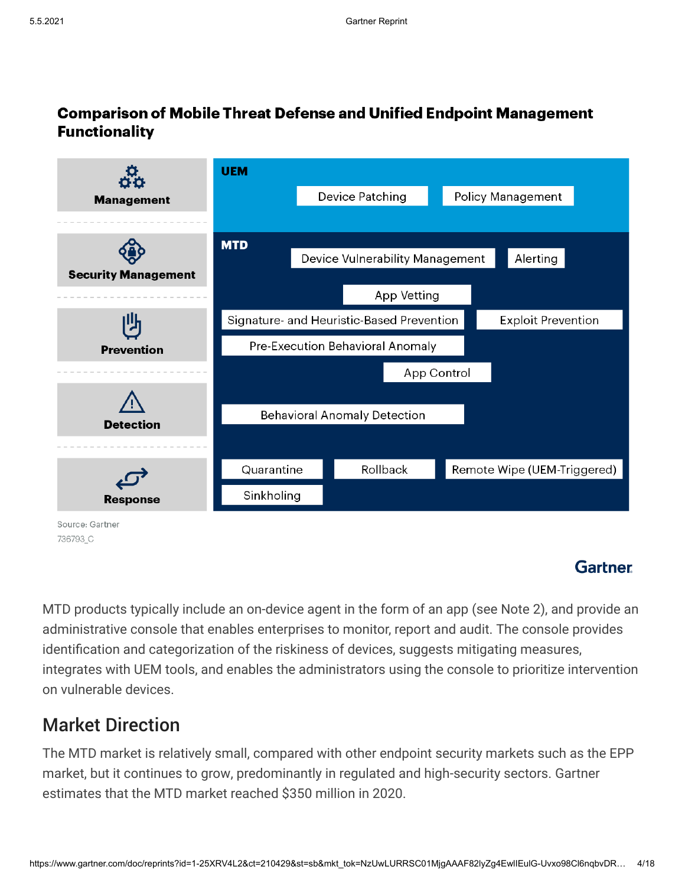**Comparison of Mobile Threat Defense and Unified Endpoint Management Functionality**

| Category | UEM / MTD Functionality |
| --- | --- |
| Management | **UEM:** Device Patching; Policy Management |
| Security Management | **MTD:** Device Vulnerability Management; Alerting; App Vetting |
| Prevention | Signature- and Heuristic-Based Prevention; Exploit Prevention; Pre-Execution Behavioral Anomaly; App Control |
| Detection | Behavioral Anomaly Detection |
| Response | Quarantine; Rollback; Remote Wipe (UEM-Triggered); Sinkholing |

Source: Gartner
736793_C

MTD products typically include an on-device agent in the form of an app (see Note 2), and provide an administrative console that enables enterprises to monitor, report and audit. The console provides identification and categorization of the riskiness of devices, suggests mitigating measures, integrates with UEM tools, and enables the administrators using the console to prioritize intervention on vulnerable devices.

## Market Direction

The MTD market is relatively small, compared with other endpoint security markets such as the EPP market, but it continues to grow, predominantly in regulated and high-security sectors. Gartner estimates that the MTD market reached $350 million in 2020.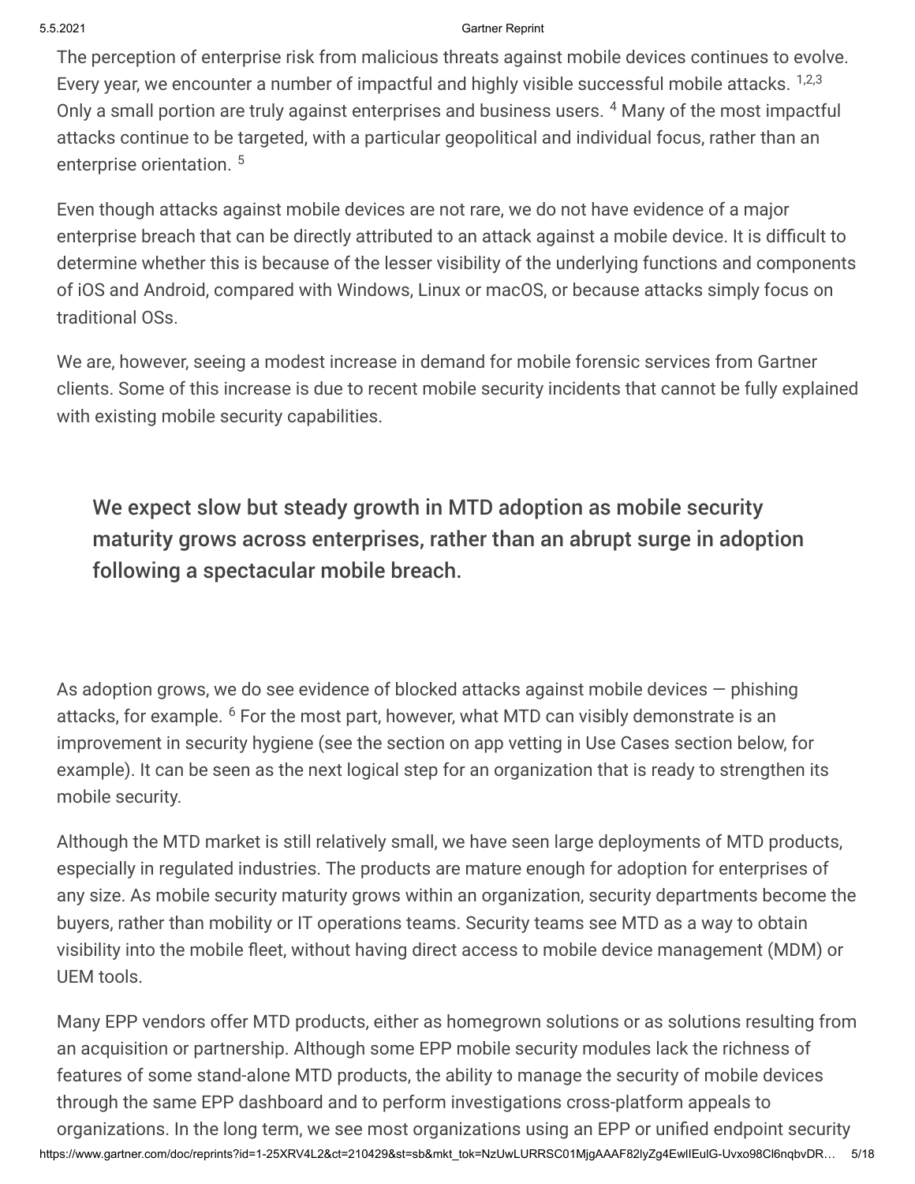The perception of enterprise risk from malicious threats against mobile devices continues to evolve. Every year, we encounter a number of impactful and highly visible successful mobile attacks. [1,2,3] Only a small portion are truly against enterprises and business users. [4] Many of the most impactful attacks continue to be targeted, with a particular geopolitical and individual focus, rather than an enterprise orientation. [5]

Even though attacks against mobile devices are not rare, we do not have evidence of a major enterprise breach that can be directly attributed to an attack against a mobile device. It is difficult to determine whether this is because of the lesser visibility of the underlying functions and components of iOS and Android, compared with Windows, Linux or macOS, or because attacks simply focus on traditional OSs.

We are, however, seeing a modest increase in demand for mobile forensic services from Gartner clients. Some of this increase is due to recent mobile security incidents that cannot be fully explained with existing mobile security capabilities.

> **We expect slow but steady growth in MTD adoption as mobile security maturity grows across enterprises, rather than an abrupt surge in adoption following a spectacular mobile breach.**

As adoption grows, we do see evidence of blocked attacks against mobile devices — phishing attacks, for example. [6] For the most part, however, what MTD can visibly demonstrate is an improvement in security hygiene (see the section on app vetting in Use Cases section below, for example). It can be seen as the next logical step for an organization that is ready to strengthen its mobile security.

Although the MTD market is still relatively small, we have seen large deployments of MTD products, especially in regulated industries. The products are mature enough for adoption for enterprises of any size. As mobile security maturity grows within an organization, security departments become the buyers, rather than mobility or IT operations teams. Security teams see MTD as a way to obtain visibility into the mobile fleet, without having direct access to mobile device management (MDM) or UEM tools.

Many EPP vendors offer MTD products, either as homegrown solutions or as solutions resulting from an acquisition or partnership. Although some EPP mobile security modules lack the richness of features of some stand-alone MTD products, the ability to manage the security of mobile devices through the same EPP dashboard and to perform investigations cross-platform appeals to organizations. In the long term, we see most organizations using an EPP or unified endpoint security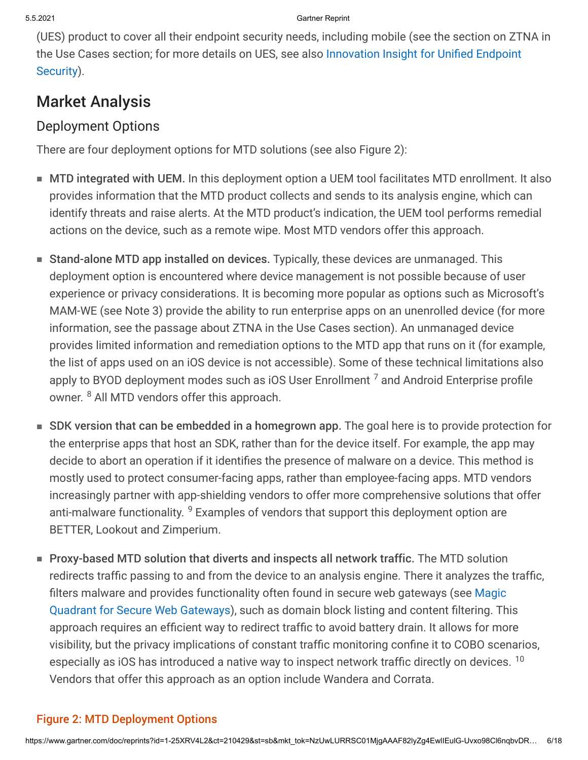(UES) product to cover all their endpoint security needs, including mobile (see the section on ZTNA in the Use Cases section; for more details on UES, see also Innovation Insight for Unified Endpoint Security).

## Market Analysis

### Deployment Options

There are four deployment options for MTD solutions (see also Figure 2):

- **MTD integrated with UEM.** In this deployment option a UEM tool facilitates MTD enrollment. It also provides information that the MTD product collects and sends to its analysis engine, which can identify threats and raise alerts. At the MTD product's indication, the UEM tool performs remedial actions on the device, such as a remote wipe. Most MTD vendors offer this approach.

- **Stand-alone MTD app installed on devices.** Typically, these devices are unmanaged. This deployment option is encountered where device management is not possible because of user experience or privacy considerations. It is becoming more popular as options such as Microsoft's MAM-WE (see Note 3) provide the ability to run enterprise apps on an unenrolled device (for more information, see the passage about ZTNA in the Use Cases section). An unmanaged device provides limited information and remediation options to the MTD app that runs on it (for example, the list of apps used on an iOS device is not accessible). Some of these technical limitations also apply to BYOD deployment modes such as iOS User Enrollment [7] and Android Enterprise profile owner. [8] All MTD vendors offer this approach.

- **SDK version that can be embedded in a homegrown app.** The goal here is to provide protection for the enterprise apps that host an SDK, rather than for the device itself. For example, the app may decide to abort an operation if it identifies the presence of malware on a device. This method is mostly used to protect consumer-facing apps, rather than employee-facing apps. MTD vendors increasingly partner with app-shielding vendors to offer more comprehensive solutions that offer anti-malware functionality. [9] Examples of vendors that support this deployment option are BETTER, Lookout and Zimperium.

- **Proxy-based MTD solution that diverts and inspects all network traffic.** The MTD solution redirects traffic passing to and from the device to an analysis engine. There it analyzes the traffic, filters malware and provides functionality often found in secure web gateways (see Magic Quadrant for Secure Web Gateways), such as domain block listing and content filtering. This approach requires an efficient way to redirect traffic to avoid battery drain. It allows for more visibility, but the privacy implications of constant traffic monitoring confine it to COBO scenarios, especially as iOS has introduced a native way to inspect network traffic directly on devices. [10] Vendors that offer this approach as an option include Wandera and Corrata.

Figure 2: MTD Deployment Options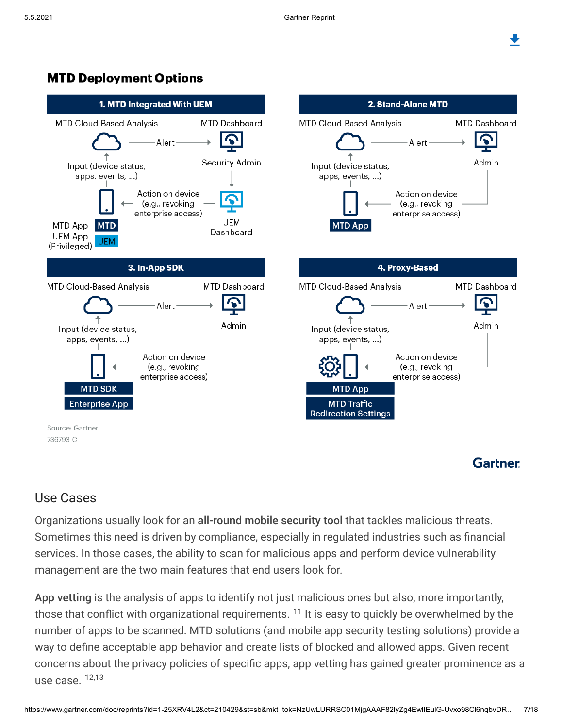## MTD Deployment Options

**1. MTD Integrated With UEM**

MTD Cloud-Based Analysis — Alert → MTD Dashboard

Input (device status, apps, events, ...)

Security Admin

Action on device (e.g., revoking enterprise access)

UEM Dashboard

MTD App — MTD

UEM App (Privileged) — UEM

**2. Stand-Alone MTD**

MTD Cloud-Based Analysis — Alert → MTD Dashboard

Input (device status, apps, events, ...)

Admin

Action on device (e.g., revoking enterprise access)

MTD App

**3. In-App SDK**

MTD Cloud-Based Analysis — Alert → MTD Dashboard

Input (device status, apps, events, ...)

Admin

Action on device (e.g., revoking enterprise access)

MTD SDK

Enterprise App

**4. Proxy-Based**

MTD Cloud-Based Analysis — Alert → MTD Dashboard

Input (device status, apps, events, ...)

Admin

Action on device (e.g., revoking enterprise access)

MTD App

MTD Traffic Redirection Settings

Source: Gartner
736793_C

## Use Cases

Organizations usually look for an **all-round mobile security tool** that tackles malicious threats. Sometimes this need is driven by compliance, especially in regulated industries such as financial services. In those cases, the ability to scan for malicious apps and perform device vulnerability management are the two main features that end users look for.

**App vetting** is the analysis of apps to identify not just malicious ones but also, more importantly, those that conflict with organizational requirements. [11] It is easy to quickly be overwhelmed by the number of apps to be scanned. MTD solutions (and mobile app security testing solutions) provide a way to define acceptable app behavior and create lists of blocked and allowed apps. Given recent concerns about the privacy policies of specific apps, app vetting has gained greater prominence as a use case. [12,13]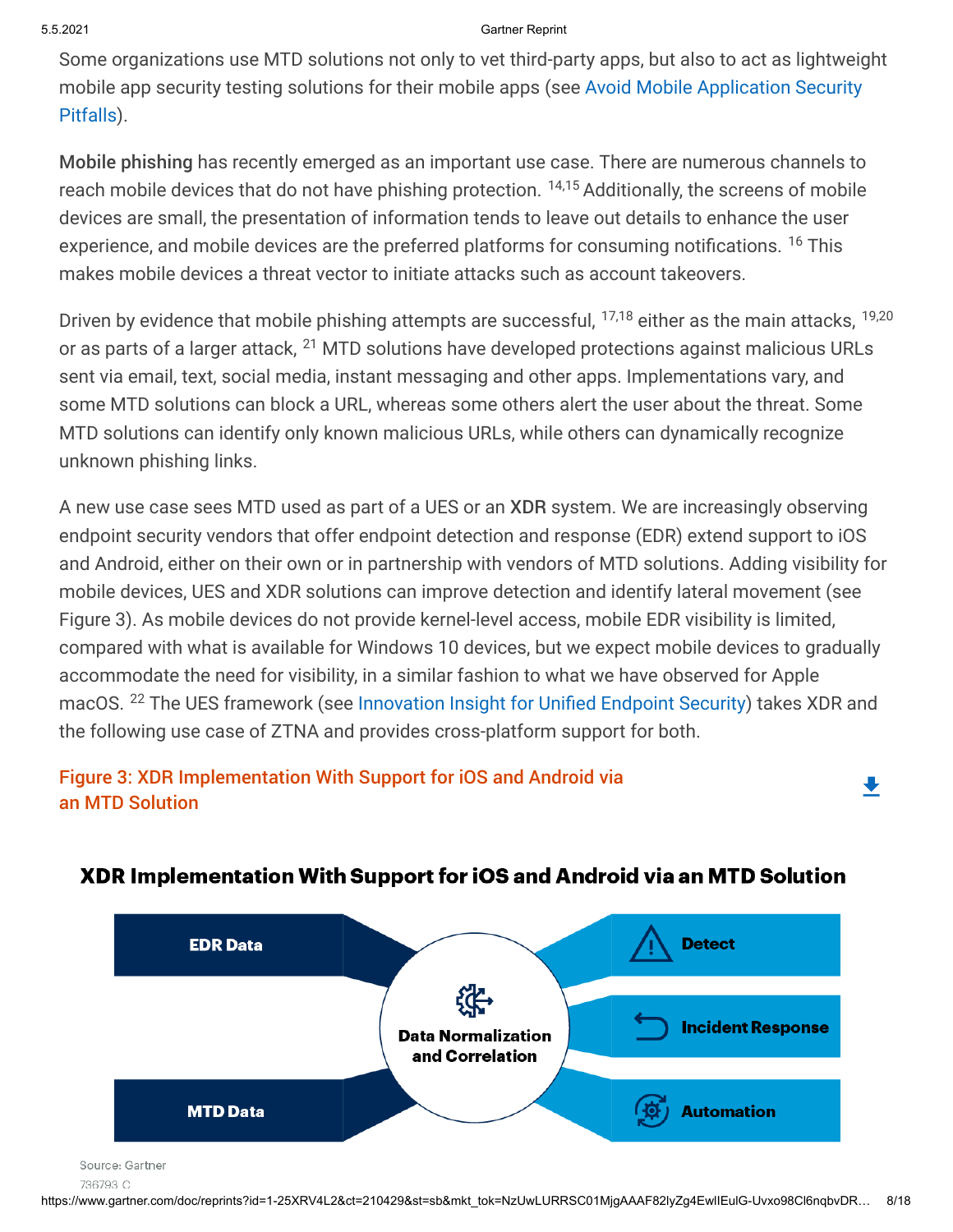Some organizations use MTD solutions not only to vet third-party apps, but also to act as lightweight mobile app security testing solutions for their mobile apps (see Avoid Mobile Application Security Pitfalls).

**Mobile phishing** has recently emerged as an important use case. There are numerous channels to reach mobile devices that do not have phishing protection. [14,15] Additionally, the screens of mobile devices are small, the presentation of information tends to leave out details to enhance the user experience, and mobile devices are the preferred platforms for consuming notifications. [16] This makes mobile devices a threat vector to initiate attacks such as account takeovers.

Driven by evidence that mobile phishing attempts are successful, [17,18] either as the main attacks, [19,20] or as parts of a larger attack, [21] MTD solutions have developed protections against malicious URLs sent via email, text, social media, instant messaging and other apps. Implementations vary, and some MTD solutions can block a URL, whereas some others alert the user about the threat. Some MTD solutions can identify only known malicious URLs, while others can dynamically recognize unknown phishing links.

A new use case sees MTD used as part of a UES or an **XDR** system. We are increasingly observing endpoint security vendors that offer endpoint detection and response (EDR) extend support to iOS and Android, either on their own or in partnership with vendors of MTD solutions. Adding visibility for mobile devices, UES and XDR solutions can improve detection and identify lateral movement (see Figure 3). As mobile devices do not provide kernel-level access, mobile EDR visibility is limited, compared with what is available for Windows 10 devices, but we expect mobile devices to gradually accommodate the need for visibility, in a similar fashion to what we have observed for Apple macOS. [22] The UES framework (see Innovation Insight for Unified Endpoint Security) takes XDR and the following use case of ZTNA and provides cross-platform support for both.

Figure 3: XDR Implementation With Support for iOS and Android via an MTD Solution

**XDR Implementation With Support for iOS and Android via an MTD Solution**

EDR Data
MTD Data
Data Normalization and Correlation
Detect
Incident Response
Automation

Source: Gartner
736793 C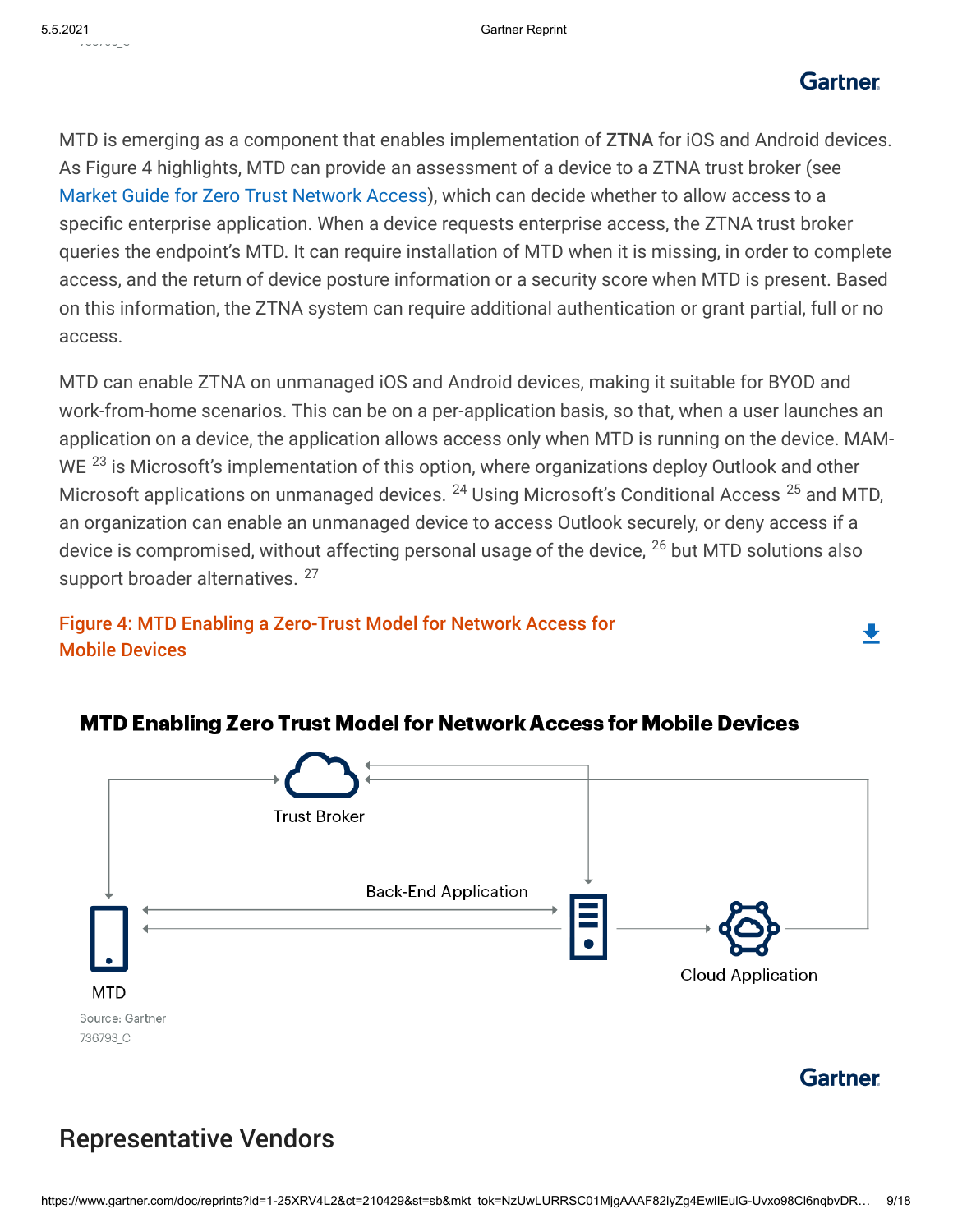MTD is emerging as a component that enables implementation of ZTNA for iOS and Android devices. As Figure 4 highlights, MTD can provide an assessment of a device to a ZTNA trust broker (see Market Guide for Zero Trust Network Access), which can decide whether to allow access to a specific enterprise application. When a device requests enterprise access, the ZTNA trust broker queries the endpoint's MTD. It can require installation of MTD when it is missing, in order to complete access, and the return of device posture information or a security score when MTD is present. Based on this information, the ZTNA system can require additional authentication or grant partial, full or no access.

MTD can enable ZTNA on unmanaged iOS and Android devices, making it suitable for BYOD and work-from-home scenarios. This can be on a per-application basis, so that, when a user launches an application on a device, the application allows access only when MTD is running on the device. MAM-WE [23] is Microsoft's implementation of this option, where organizations deploy Outlook and other Microsoft applications on unmanaged devices. [24] Using Microsoft's Conditional Access [25] and MTD, an organization can enable an unmanaged device to access Outlook securely, or deny access if a device is compromised, without affecting personal usage of the device, [26] but MTD solutions also support broader alternatives. [27]

**Figure 4: MTD Enabling a Zero-Trust Model for Network Access for Mobile Devices**

**MTD Enabling Zero Trust Model for Network Access for Mobile Devices**

Trust Broker

Back-End Application

MTD

Cloud Application

Source: Gartner
736793_C

## Representative Vendors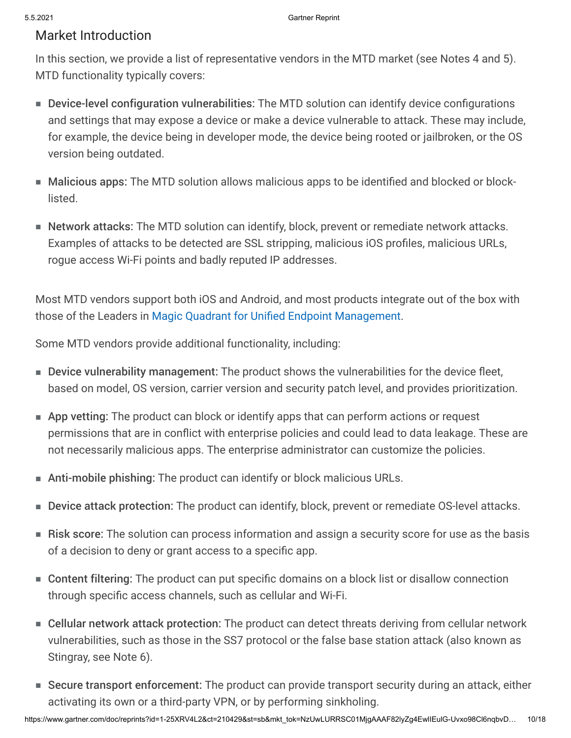## Market Introduction

In this section, we provide a list of representative vendors in the MTD market (see Notes 4 and 5). MTD functionality typically covers:

- **Device-level configuration vulnerabilities:** The MTD solution can identify device configurations and settings that may expose a device or make a device vulnerable to attack. These may include, for example, the device being in developer mode, the device being rooted or jailbroken, or the OS version being outdated.
- **Malicious apps:** The MTD solution allows malicious apps to be identified and blocked or block-listed.
- **Network attacks:** The MTD solution can identify, block, prevent or remediate network attacks. Examples of attacks to be detected are SSL stripping, malicious iOS profiles, malicious URLs, rogue access Wi-Fi points and badly reputed IP addresses.

Most MTD vendors support both iOS and Android, and most products integrate out of the box with those of the Leaders in Magic Quadrant for Unified Endpoint Management.

Some MTD vendors provide additional functionality, including:

- **Device vulnerability management:** The product shows the vulnerabilities for the device fleet, based on model, OS version, carrier version and security patch level, and provides prioritization.
- **App vetting:** The product can block or identify apps that can perform actions or request permissions that are in conflict with enterprise policies and could lead to data leakage. These are not necessarily malicious apps. The enterprise administrator can customize the policies.
- **Anti-mobile phishing:** The product can identify or block malicious URLs.
- **Device attack protection:** The product can identify, block, prevent or remediate OS-level attacks.
- **Risk score:** The solution can process information and assign a security score for use as the basis of a decision to deny or grant access to a specific app.
- **Content filtering:** The product can put specific domains on a block list or disallow connection through specific access channels, such as cellular and Wi-Fi.
- **Cellular network attack protection:** The product can detect threats deriving from cellular network vulnerabilities, such as those in the SS7 protocol or the false base station attack (also known as Stingray, see Note 6).
- **Secure transport enforcement:** The product can provide transport security during an attack, either activating its own or a third-party VPN, or by performing sinkholing.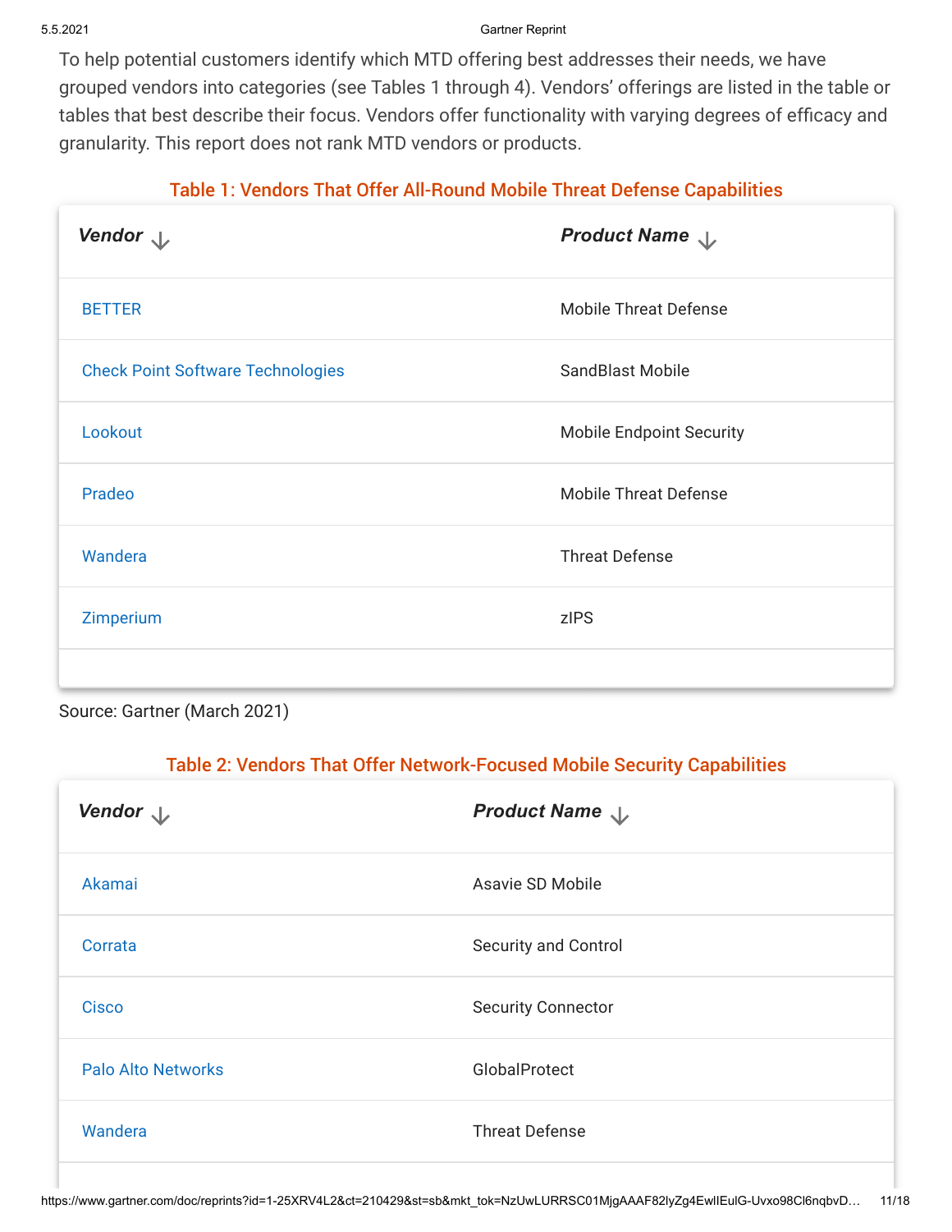To help potential customers identify which MTD offering best addresses their needs, we have grouped vendors into categories (see Tables 1 through 4). Vendors' offerings are listed in the table or tables that best describe their focus. Vendors offer functionality with varying degrees of efficacy and granularity. This report does not rank MTD vendors or products.

Table 1: Vendors That Offer All-Round Mobile Threat Defense Capabilities

| Vendor | Product Name |
|---|---|
| BETTER | Mobile Threat Defense |
| Check Point Software Technologies | SandBlast Mobile |
| Lookout | Mobile Endpoint Security |
| Pradeo | Mobile Threat Defense |
| Wandera | Threat Defense |
| Zimperium | zIPS |

Source: Gartner (March 2021)

Table 2: Vendors That Offer Network-Focused Mobile Security Capabilities

| Vendor | Product Name |
|---|---|
| Akamai | Asavie SD Mobile |
| Corrata | Security and Control |
| Cisco | Security Connector |
| Palo Alto Networks | GlobalProtect |
| Wandera | Threat Defense |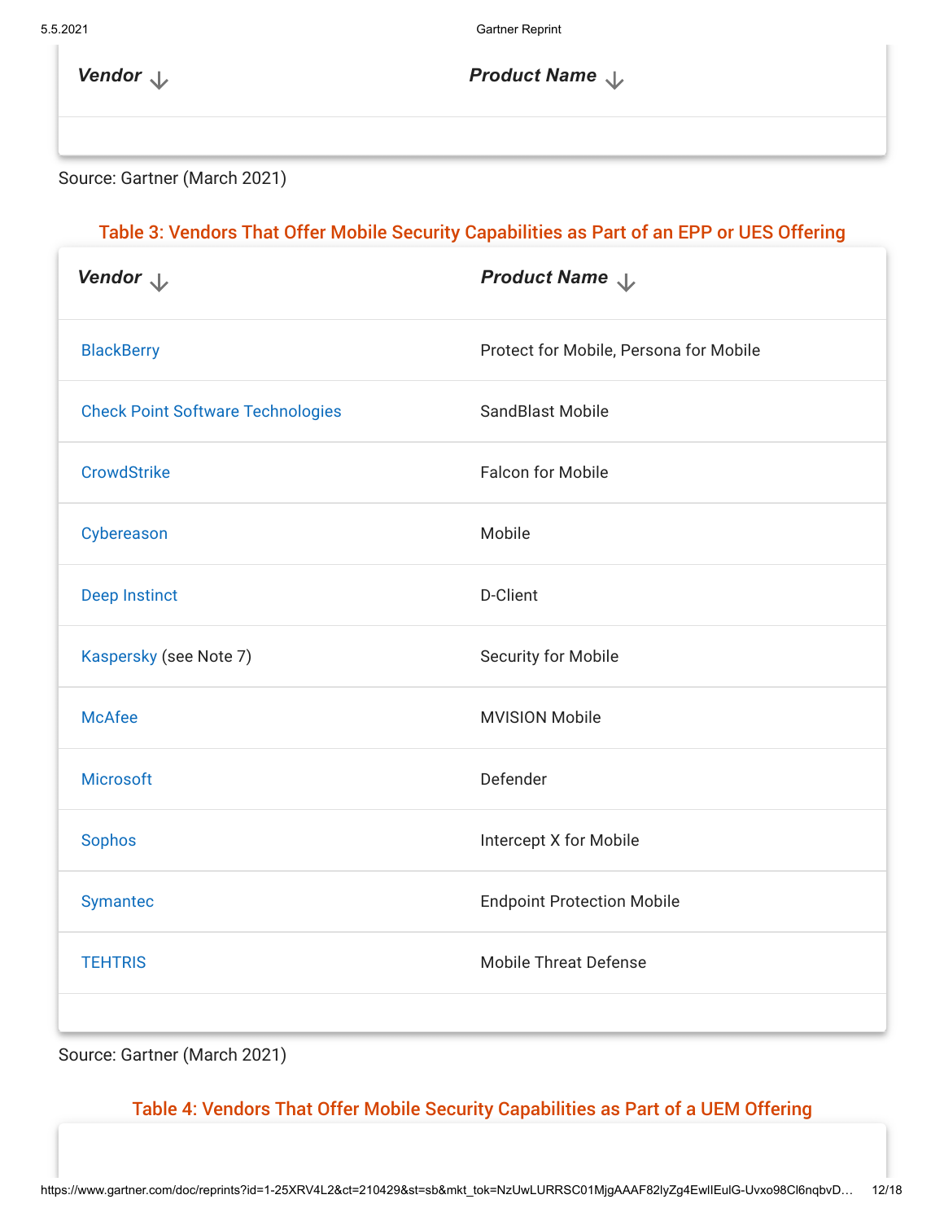| Vendor | Product Name |
|---|---|
| | |

Source: Gartner (March 2021)

### Table 3: Vendors That Offer Mobile Security Capabilities as Part of an EPP or UES Offering

| Vendor | Product Name |
|---|---|
| BlackBerry | Protect for Mobile, Persona for Mobile |
| Check Point Software Technologies | SandBlast Mobile |
| CrowdStrike | Falcon for Mobile |
| Cybereason | Mobile |
| Deep Instinct | D-Client |
| Kaspersky (see Note 7) | Security for Mobile |
| McAfee | MVISION Mobile |
| Microsoft | Defender |
| Sophos | Intercept X for Mobile |
| Symantec | Endpoint Protection Mobile |
| TEHTRIS | Mobile Threat Defense |

Source: Gartner (March 2021)

### Table 4: Vendors That Offer Mobile Security Capabilities as Part of a UEM Offering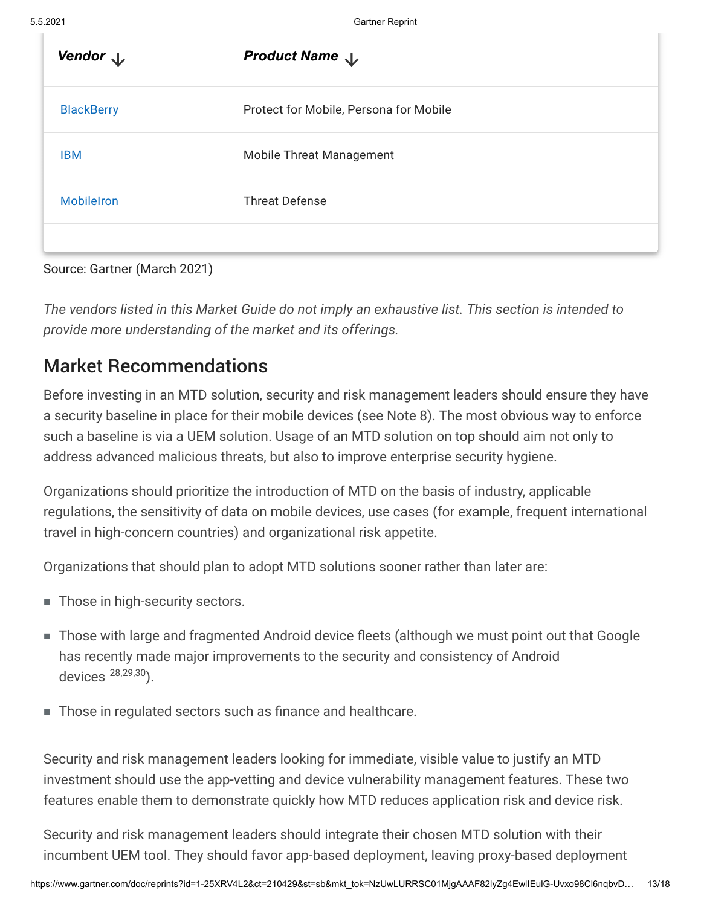| Vendor | Product Name |
| --- | --- |
| BlackBerry | Protect for Mobile, Persona for Mobile |
| IBM | Mobile Threat Management |
| MobileIron | Threat Defense |

Source: Gartner (March 2021)

*The vendors listed in this Market Guide do not imply an exhaustive list. This section is intended to provide more understanding of the market and its offerings.*

## Market Recommendations

Before investing in an MTD solution, security and risk management leaders should ensure they have a security baseline in place for their mobile devices (see Note 8). The most obvious way to enforce such a baseline is via a UEM solution. Usage of an MTD solution on top should aim not only to address advanced malicious threats, but also to improve enterprise security hygiene.

Organizations should prioritize the introduction of MTD on the basis of industry, applicable regulations, the sensitivity of data on mobile devices, use cases (for example, frequent international travel in high-concern countries) and organizational risk appetite.

Organizations that should plan to adopt MTD solutions sooner rather than later are:

- Those in high-security sectors.
- Those with large and fragmented Android device fleets (although we must point out that Google has recently made major improvements to the security and consistency of Android devices [28,29,30]).
- Those in regulated sectors such as finance and healthcare.

Security and risk management leaders looking for immediate, visible value to justify an MTD investment should use the app-vetting and device vulnerability management features. These two features enable them to demonstrate quickly how MTD reduces application risk and device risk.

Security and risk management leaders should integrate their chosen MTD solution with their incumbent UEM tool. They should favor app-based deployment, leaving proxy-based deployment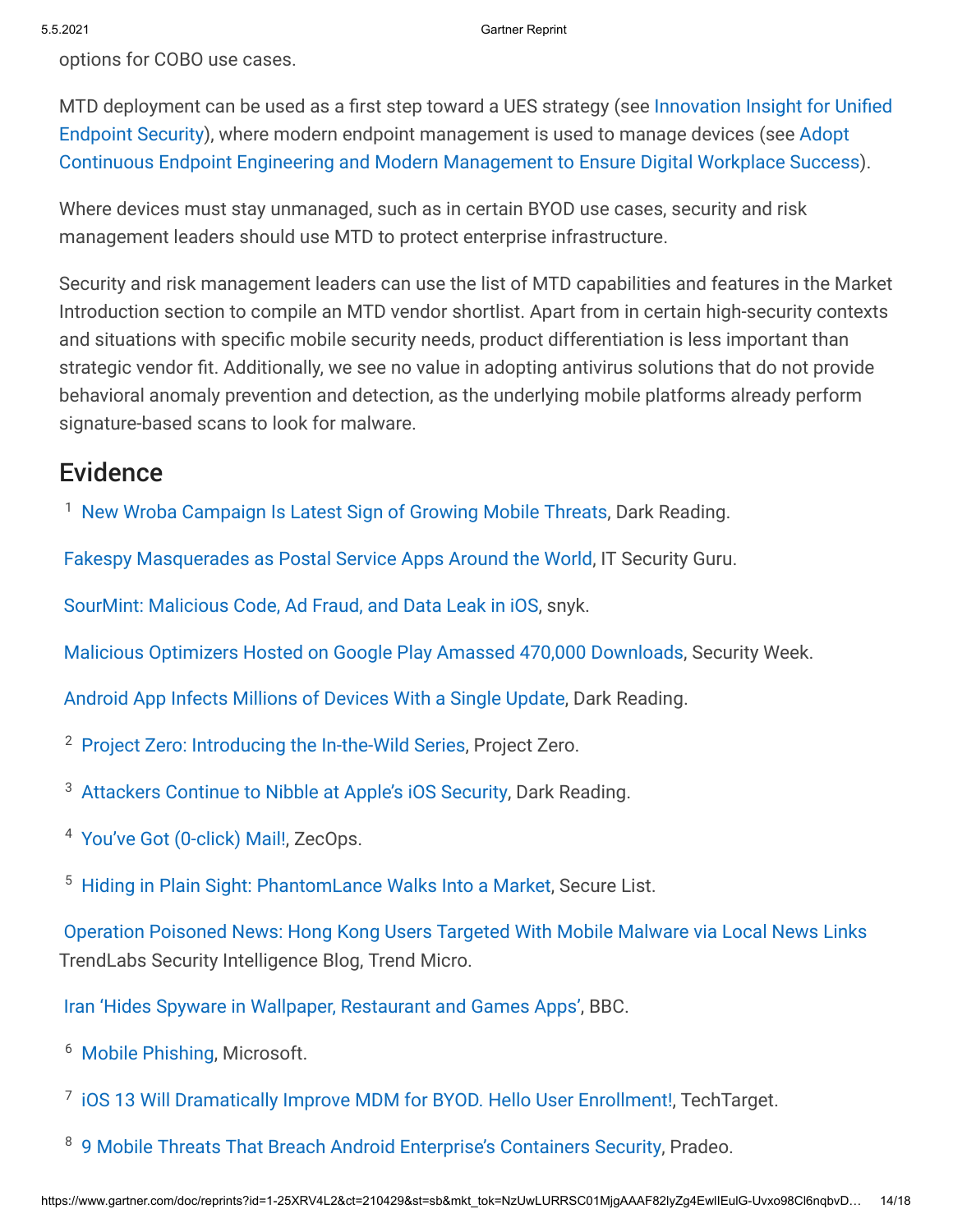options for COBO use cases.

MTD deployment can be used as a first step toward a UES strategy (see Innovation Insight for Unified Endpoint Security), where modern endpoint management is used to manage devices (see Adopt Continuous Endpoint Engineering and Modern Management to Ensure Digital Workplace Success).

Where devices must stay unmanaged, such as in certain BYOD use cases, security and risk management leaders should use MTD to protect enterprise infrastructure.

Security and risk management leaders can use the list of MTD capabilities and features in the Market Introduction section to compile an MTD vendor shortlist. Apart from in certain high-security contexts and situations with specific mobile security needs, product differentiation is less important than strategic vendor fit. Additionally, we see no value in adopting antivirus solutions that do not provide behavioral anomaly prevention and detection, as the underlying mobile platforms already perform signature-based scans to look for malware.

## Evidence

[1] New Wroba Campaign Is Latest Sign of Growing Mobile Threats, Dark Reading.

Fakespy Masquerades as Postal Service Apps Around the World, IT Security Guru.

SourMint: Malicious Code, Ad Fraud, and Data Leak in iOS, snyk.

Malicious Optimizers Hosted on Google Play Amassed 470,000 Downloads, Security Week.

Android App Infects Millions of Devices With a Single Update, Dark Reading.

[2] Project Zero: Introducing the In-the-Wild Series, Project Zero.

[3] Attackers Continue to Nibble at Apple's iOS Security, Dark Reading.

[4] You've Got (0-click) Mail!, ZecOps.

[5] Hiding in Plain Sight: PhantomLance Walks Into a Market, Secure List.

Operation Poisoned News: Hong Kong Users Targeted With Mobile Malware via Local News Links TrendLabs Security Intelligence Blog, Trend Micro.

Iran 'Hides Spyware in Wallpaper, Restaurant and Games Apps', BBC.

[6] Mobile Phishing, Microsoft.

[7] iOS 13 Will Dramatically Improve MDM for BYOD. Hello User Enrollment!, TechTarget.

[8] 9 Mobile Threats That Breach Android Enterprise's Containers Security, Pradeo.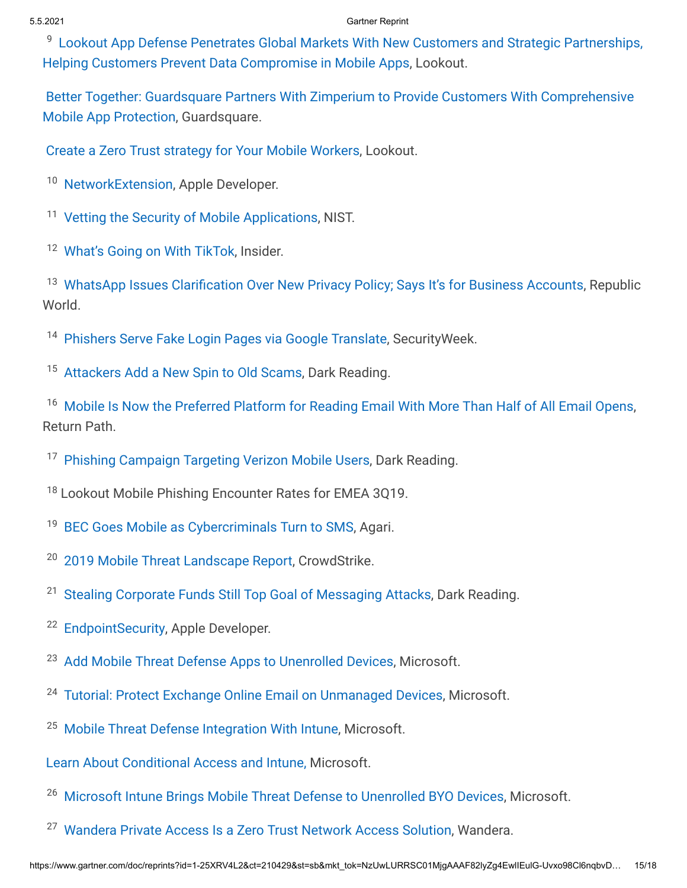[9] Lookout App Defense Penetrates Global Markets With New Customers and Strategic Partnerships, Helping Customers Prevent Data Compromise in Mobile Apps, Lookout.

Better Together: Guardsquare Partners With Zimperium to Provide Customers With Comprehensive Mobile App Protection, Guardsquare.

Create a Zero Trust strategy for Your Mobile Workers, Lookout.

[10] NetworkExtension, Apple Developer.

[11] Vetting the Security of Mobile Applications, NIST.

[12] What's Going on With TikTok, Insider.

[13] WhatsApp Issues Clarification Over New Privacy Policy; Says It's for Business Accounts, Republic World.

[14] Phishers Serve Fake Login Pages via Google Translate, SecurityWeek.

[15] Attackers Add a New Spin to Old Scams, Dark Reading.

[16] Mobile Is Now the Preferred Platform for Reading Email With More Than Half of All Email Opens, Return Path.

[17] Phishing Campaign Targeting Verizon Mobile Users, Dark Reading.

[18] Lookout Mobile Phishing Encounter Rates for EMEA 3Q19.

[19] BEC Goes Mobile as Cybercriminals Turn to SMS, Agari.

[20] 2019 Mobile Threat Landscape Report, CrowdStrike.

[21] Stealing Corporate Funds Still Top Goal of Messaging Attacks, Dark Reading.

[22] EndpointSecurity, Apple Developer.

[23] Add Mobile Threat Defense Apps to Unenrolled Devices, Microsoft.

[24] Tutorial: Protect Exchange Online Email on Unmanaged Devices, Microsoft.

[25] Mobile Threat Defense Integration With Intune, Microsoft.

Learn About Conditional Access and Intune, Microsoft.

[26] Microsoft Intune Brings Mobile Threat Defense to Unenrolled BYO Devices, Microsoft.

[27] Wandera Private Access Is a Zero Trust Network Access Solution, Wandera.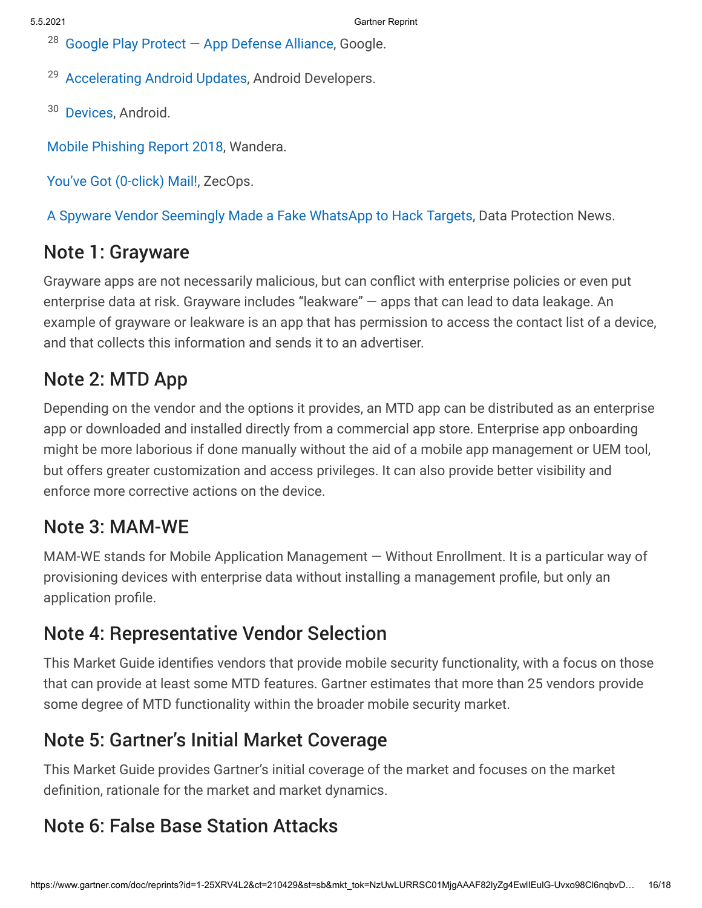[28] Google Play Protect — App Defense Alliance, Google.

[29] Accelerating Android Updates, Android Developers.

[30] Devices, Android.

Mobile Phishing Report 2018, Wandera.

You've Got (0-click) Mail!, ZecOps.

A Spyware Vendor Seemingly Made a Fake WhatsApp to Hack Targets, Data Protection News.

## Note 1: Grayware

Grayware apps are not necessarily malicious, but can conflict with enterprise policies or even put enterprise data at risk. Grayware includes "leakware" — apps that can lead to data leakage. An example of grayware or leakware is an app that has permission to access the contact list of a device, and that collects this information and sends it to an advertiser.

## Note 2: MTD App

Depending on the vendor and the options it provides, an MTD app can be distributed as an enterprise app or downloaded and installed directly from a commercial app store. Enterprise app onboarding might be more laborious if done manually without the aid of a mobile app management or UEM tool, but offers greater customization and access privileges. It can also provide better visibility and enforce more corrective actions on the device.

## Note 3: MAM-WE

MAM-WE stands for Mobile Application Management — Without Enrollment. It is a particular way of provisioning devices with enterprise data without installing a management profile, but only an application profile.

## Note 4: Representative Vendor Selection

This Market Guide identifies vendors that provide mobile security functionality, with a focus on those that can provide at least some MTD features. Gartner estimates that more than 25 vendors provide some degree of MTD functionality within the broader mobile security market.

## Note 5: Gartner's Initial Market Coverage

This Market Guide provides Gartner's initial coverage of the market and focuses on the market definition, rationale for the market and market dynamics.

## Note 6: False Base Station Attacks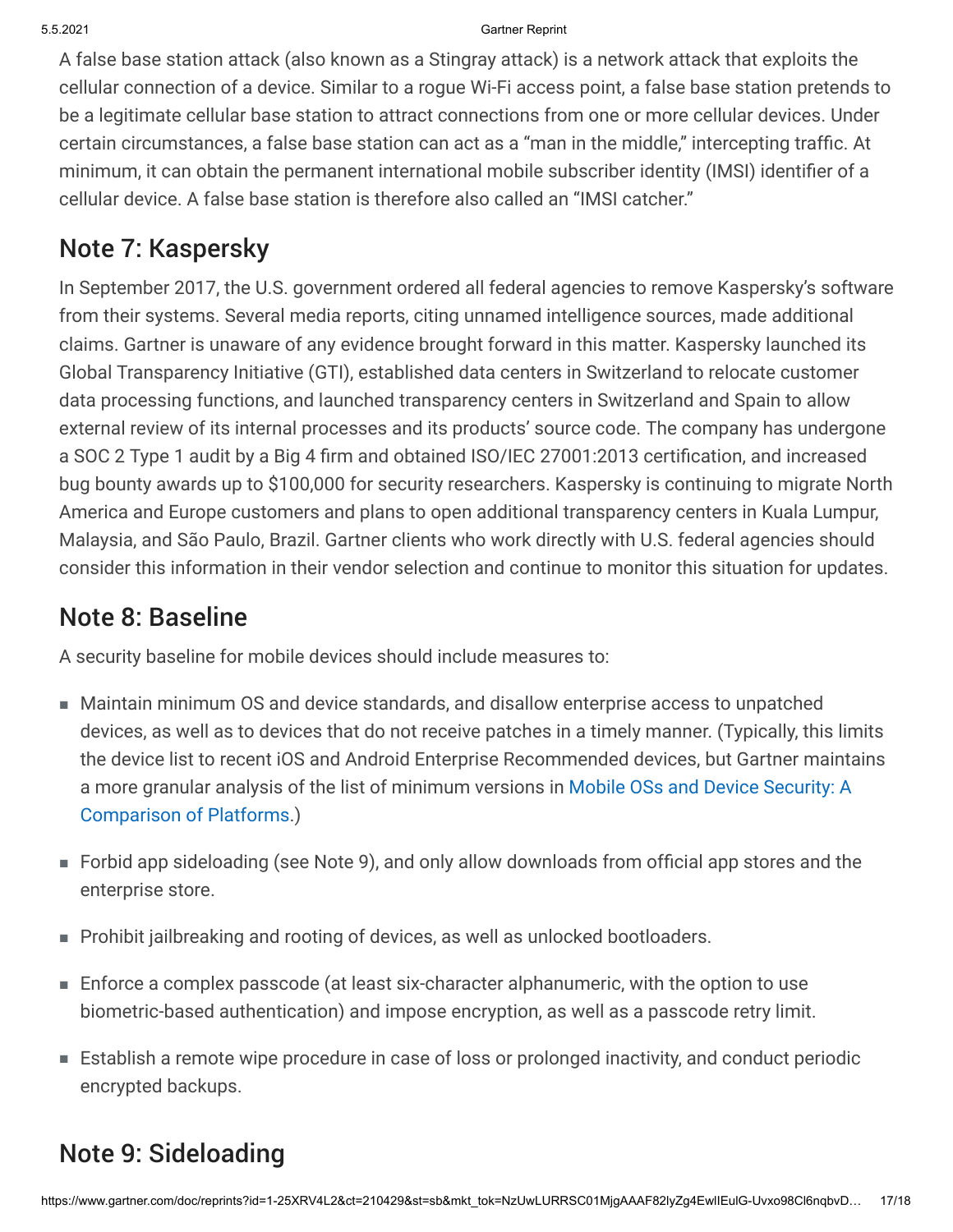A false base station attack (also known as a Stingray attack) is a network attack that exploits the cellular connection of a device. Similar to a rogue Wi-Fi access point, a false base station pretends to be a legitimate cellular base station to attract connections from one or more cellular devices. Under certain circumstances, a false base station can act as a "man in the middle," intercepting traffic. At minimum, it can obtain the permanent international mobile subscriber identity (IMSI) identifier of a cellular device. A false base station is therefore also called an "IMSI catcher."

## Note 7: Kaspersky

In September 2017, the U.S. government ordered all federal agencies to remove Kaspersky's software from their systems. Several media reports, citing unnamed intelligence sources, made additional claims. Gartner is unaware of any evidence brought forward in this matter. Kaspersky launched its Global Transparency Initiative (GTI), established data centers in Switzerland to relocate customer data processing functions, and launched transparency centers in Switzerland and Spain to allow external review of its internal processes and its products' source code. The company has undergone a SOC 2 Type 1 audit by a Big 4 firm and obtained ISO/IEC 27001:2013 certification, and increased bug bounty awards up to $100,000 for security researchers. Kaspersky is continuing to migrate North America and Europe customers and plans to open additional transparency centers in Kuala Lumpur, Malaysia, and São Paulo, Brazil. Gartner clients who work directly with U.S. federal agencies should consider this information in their vendor selection and continue to monitor this situation for updates.

## Note 8: Baseline

A security baseline for mobile devices should include measures to:

- Maintain minimum OS and device standards, and disallow enterprise access to unpatched devices, as well as to devices that do not receive patches in a timely manner. (Typically, this limits the device list to recent iOS and Android Enterprise Recommended devices, but Gartner maintains a more granular analysis of the list of minimum versions in Mobile OSs and Device Security: A Comparison of Platforms.)
- Forbid app sideloading (see Note 9), and only allow downloads from official app stores and the enterprise store.
- Prohibit jailbreaking and rooting of devices, as well as unlocked bootloaders.
- Enforce a complex passcode (at least six-character alphanumeric, with the option to use biometric-based authentication) and impose encryption, as well as a passcode retry limit.
- Establish a remote wipe procedure in case of loss or prolonged inactivity, and conduct periodic encrypted backups.

## Note 9: Sideloading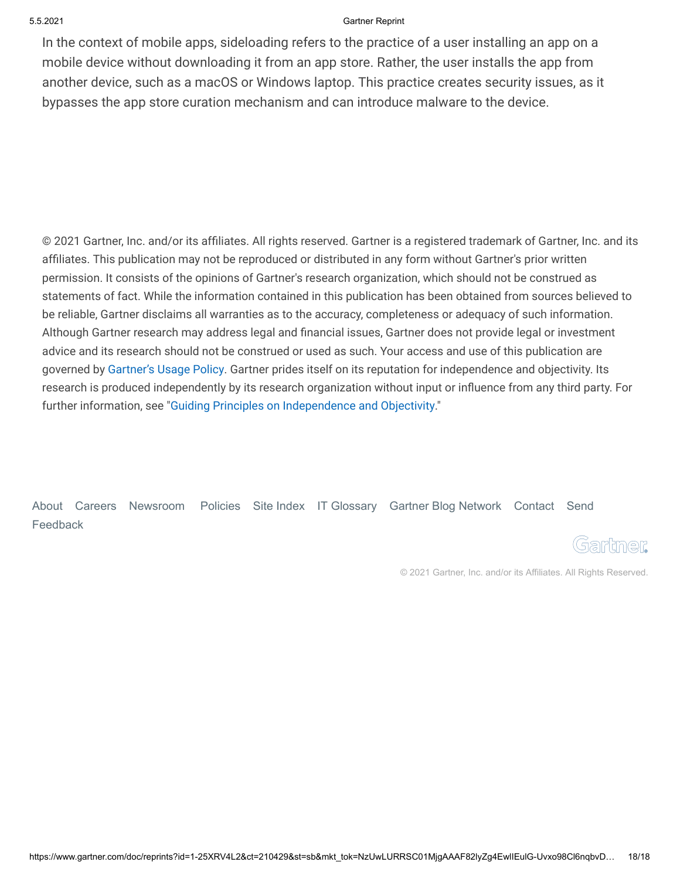In the context of mobile apps, sideloading refers to the practice of a user installing an app on a mobile device without downloading it from an app store. Rather, the user installs the app from another device, such as a macOS or Windows laptop. This practice creates security issues, as it bypasses the app store curation mechanism and can introduce malware to the device.

© 2021 Gartner, Inc. and/or its affiliates. All rights reserved. Gartner is a registered trademark of Gartner, Inc. and its affiliates. This publication may not be reproduced or distributed in any form without Gartner's prior written permission. It consists of the opinions of Gartner's research organization, which should not be construed as statements of fact. While the information contained in this publication has been obtained from sources believed to be reliable, Gartner disclaims all warranties as to the accuracy, completeness or adequacy of such information. Although Gartner research may address legal and financial issues, Gartner does not provide legal or investment advice and its research should not be construed or used as such. Your access and use of this publication are governed by Gartner's Usage Policy. Gartner prides itself on its reputation for independence and objectivity. Its research is produced independently by its research organization without input or influence from any third party. For further information, see "Guiding Principles on Independence and Objectivity."

About Careers Newsroom Policies Site Index IT Glossary Gartner Blog Network Contact Send Feedback

Gartner

© 2021 Gartner, Inc. and/or its Affiliates. All Rights Reserved.